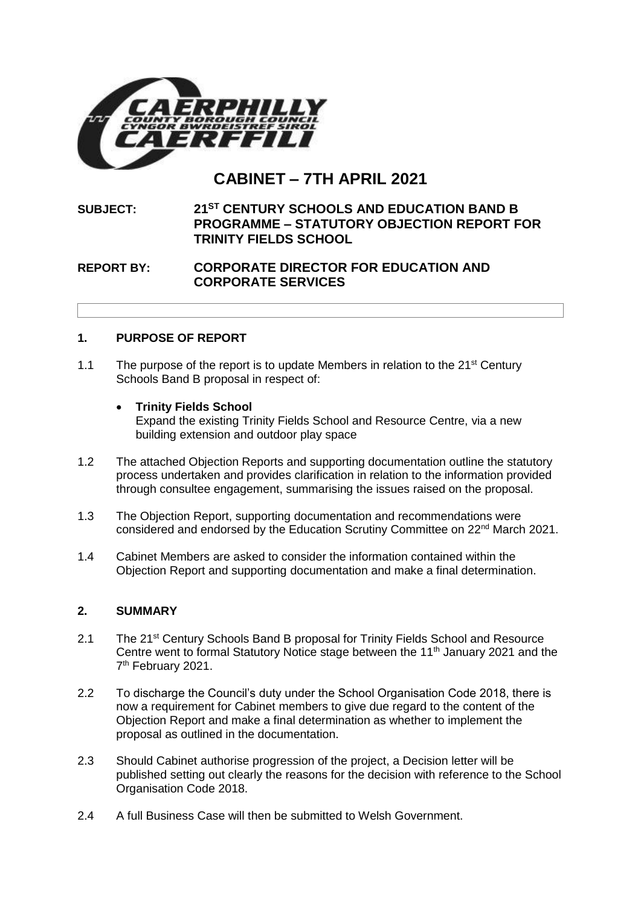# CABINET – 7TH APRIL 2021

**SUBJECT: 21ST CENTURY SCHOOLS AND EDUCATION BAND B PROGRAMME – STATUTORY OBJECTION REPORT FOR TRINITY FIELDS SCHOOL**

**REPORT BY: CORPORATE DIRECTOR FOR EDUCATION AND CORPORATE SERVICES**

## 1. PURPOSE OF REPORT

1.1 The purpose of the report is to update Members in relation to the 21st Century Schools Band B proposal in respect of:

- **Trinity Fields School**
  Expand the existing Trinity Fields School and Resource Centre, via a new building extension and outdoor play space

1.2 The attached Objection Reports and supporting documentation outline the statutory process undertaken and provides clarification in relation to the information provided through consultee engagement, summarising the issues raised on the proposal.

1.3 The Objection Report, supporting documentation and recommendations were considered and endorsed by the Education Scrutiny Committee on 22nd March 2021.

1.4 Cabinet Members are asked to consider the information contained within the Objection Report and supporting documentation and make a final determination.

## 2. SUMMARY

2.1 The 21st Century Schools Band B proposal for Trinity Fields School and Resource Centre went to formal Statutory Notice stage between the 11th January 2021 and the 7th February 2021.

2.2 To discharge the Council's duty under the School Organisation Code 2018, there is now a requirement for Cabinet members to give due regard to the content of the Objection Report and make a final determination as whether to implement the proposal as outlined in the documentation.

2.3 Should Cabinet authorise progression of the project, a Decision letter will be published setting out clearly the reasons for the decision with reference to the School Organisation Code 2018.

2.4 A full Business Case will then be submitted to Welsh Government.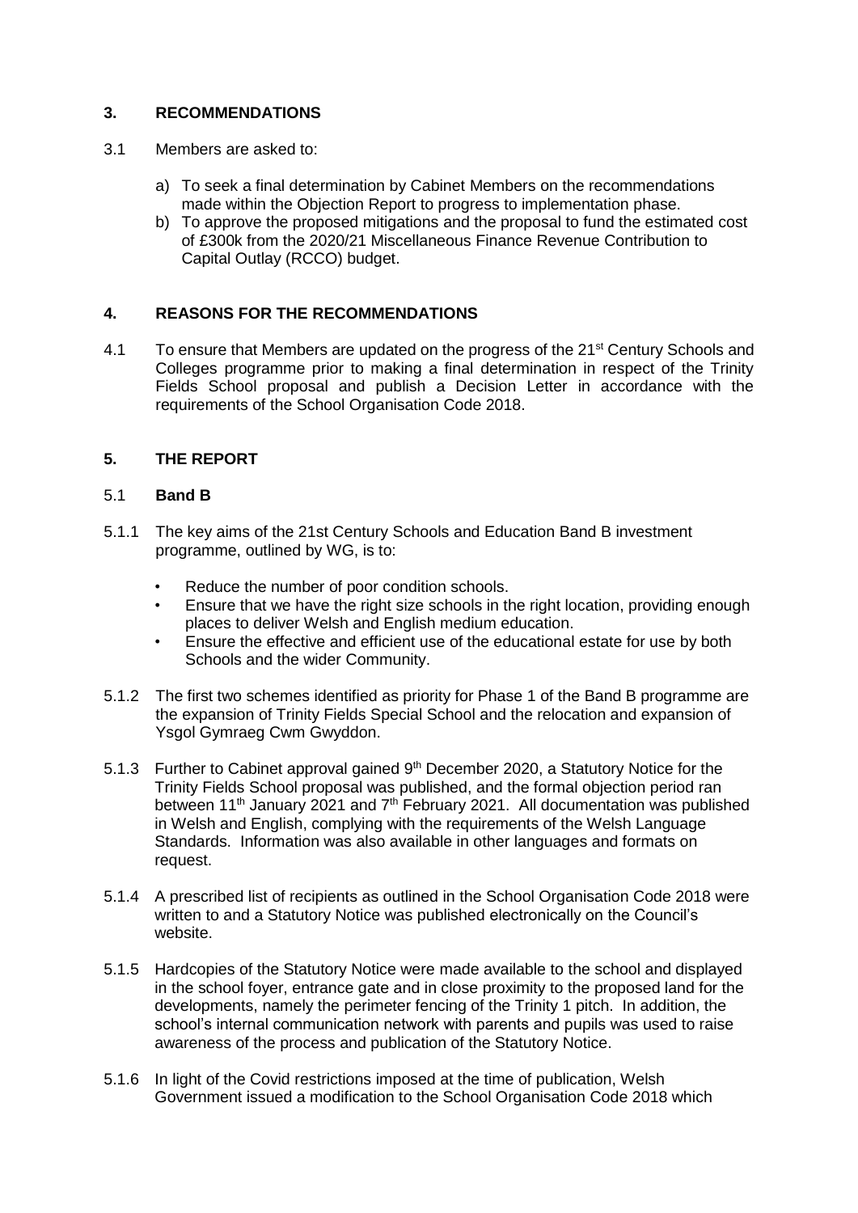## 3. RECOMMENDATIONS

3.1 Members are asked to:

a) To seek a final determination by Cabinet Members on the recommendations made within the Objection Report to progress to implementation phase.
b) To approve the proposed mitigations and the proposal to fund the estimated cost of £300k from the 2020/21 Miscellaneous Finance Revenue Contribution to Capital Outlay (RCCO) budget.

## 4. REASONS FOR THE RECOMMENDATIONS

4.1 To ensure that Members are updated on the progress of the 21st Century Schools and Colleges programme prior to making a final determination in respect of the Trinity Fields School proposal and publish a Decision Letter in accordance with the requirements of the School Organisation Code 2018.

## 5. THE REPORT

### 5.1 Band B

5.1.1 The key aims of the 21st Century Schools and Education Band B investment programme, outlined by WG, is to:

- Reduce the number of poor condition schools.
- Ensure that we have the right size schools in the right location, providing enough places to deliver Welsh and English medium education.
- Ensure the effective and efficient use of the educational estate for use by both Schools and the wider Community.

5.1.2 The first two schemes identified as priority for Phase 1 of the Band B programme are the expansion of Trinity Fields Special School and the relocation and expansion of Ysgol Gymraeg Cwm Gwyddon.

5.1.3 Further to Cabinet approval gained 9th December 2020, a Statutory Notice for the Trinity Fields School proposal was published, and the formal objection period ran between 11th January 2021 and 7th February 2021. All documentation was published in Welsh and English, complying with the requirements of the Welsh Language Standards. Information was also available in other languages and formats on request.

5.1.4 A prescribed list of recipients as outlined in the School Organisation Code 2018 were written to and a Statutory Notice was published electronically on the Council's website.

5.1.5 Hardcopies of the Statutory Notice were made available to the school and displayed in the school foyer, entrance gate and in close proximity to the proposed land for the developments, namely the perimeter fencing of the Trinity 1 pitch. In addition, the school's internal communication network with parents and pupils was used to raise awareness of the process and publication of the Statutory Notice.

5.1.6 In light of the Covid restrictions imposed at the time of publication, Welsh Government issued a modification to the School Organisation Code 2018 which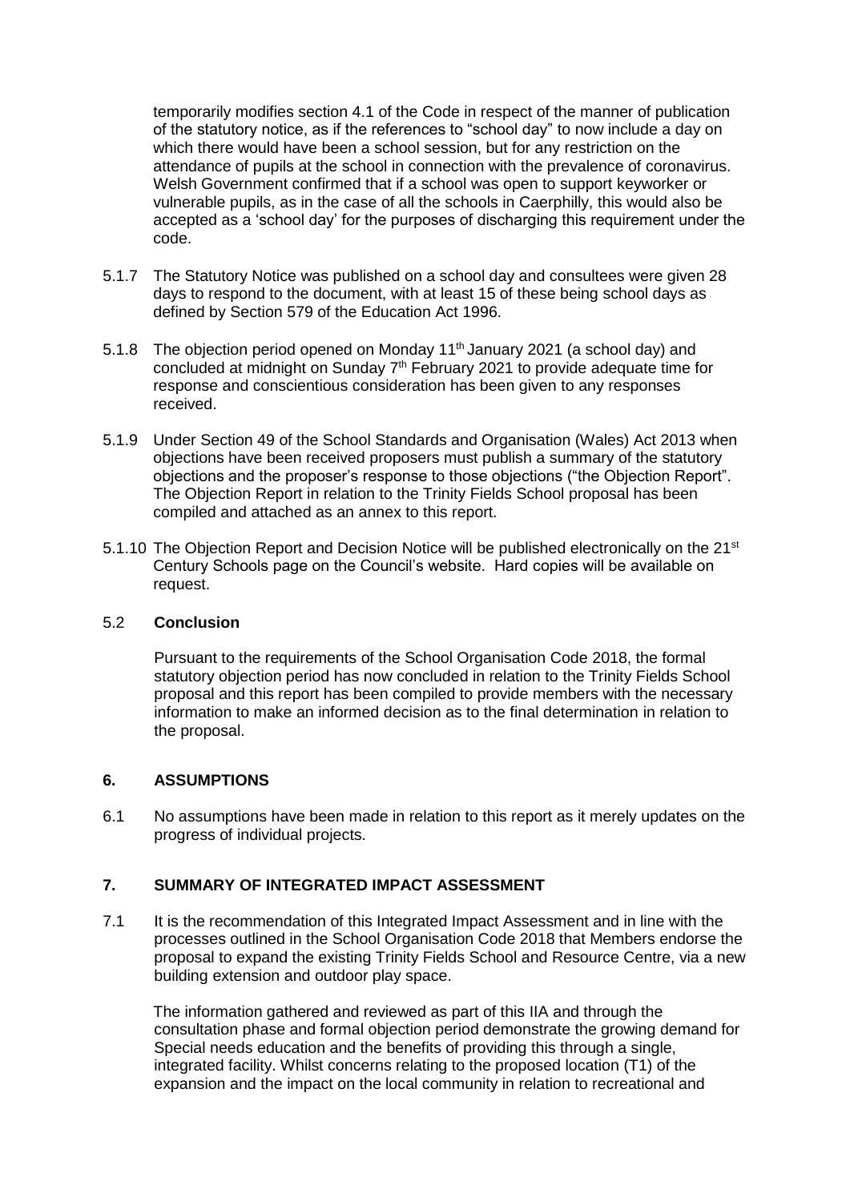temporarily modifies section 4.1 of the Code in respect of the manner of publication of the statutory notice, as if the references to "school day" to now include a day on which there would have been a school session, but for any restriction on the attendance of pupils at the school in connection with the prevalence of coronavirus. Welsh Government confirmed that if a school was open to support keyworker or vulnerable pupils, as in the case of all the schools in Caerphilly, this would also be accepted as a 'school day' for the purposes of discharging this requirement under the code.

5.1.7 The Statutory Notice was published on a school day and consultees were given 28 days to respond to the document, with at least 15 of these being school days as defined by Section 579 of the Education Act 1996.

5.1.8 The objection period opened on Monday 11th January 2021 (a school day) and concluded at midnight on Sunday 7th February 2021 to provide adequate time for response and conscientious consideration has been given to any responses received.

5.1.9 Under Section 49 of the School Standards and Organisation (Wales) Act 2013 when objections have been received proposers must publish a summary of the statutory objections and the proposer's response to those objections ("the Objection Report". The Objection Report in relation to the Trinity Fields School proposal has been compiled and attached as an annex to this report.

5.1.10 The Objection Report and Decision Notice will be published electronically on the 21st Century Schools page on the Council's website. Hard copies will be available on request.

### 5.2 **Conclusion**

Pursuant to the requirements of the School Organisation Code 2018, the formal statutory objection period has now concluded in relation to the Trinity Fields School proposal and this report has been compiled to provide members with the necessary information to make an informed decision as to the final determination in relation to the proposal.

## 6. ASSUMPTIONS

6.1 No assumptions have been made in relation to this report as it merely updates on the progress of individual projects.

## 7. SUMMARY OF INTEGRATED IMPACT ASSESSMENT

7.1 It is the recommendation of this Integrated Impact Assessment and in line with the processes outlined in the School Organisation Code 2018 that Members endorse the proposal to expand the existing Trinity Fields School and Resource Centre, via a new building extension and outdoor play space.

The information gathered and reviewed as part of this IIA and through the consultation phase and formal objection period demonstrate the growing demand for Special needs education and the benefits of providing this through a single, integrated facility. Whilst concerns relating to the proposed location (T1) of the expansion and the impact on the local community in relation to recreational and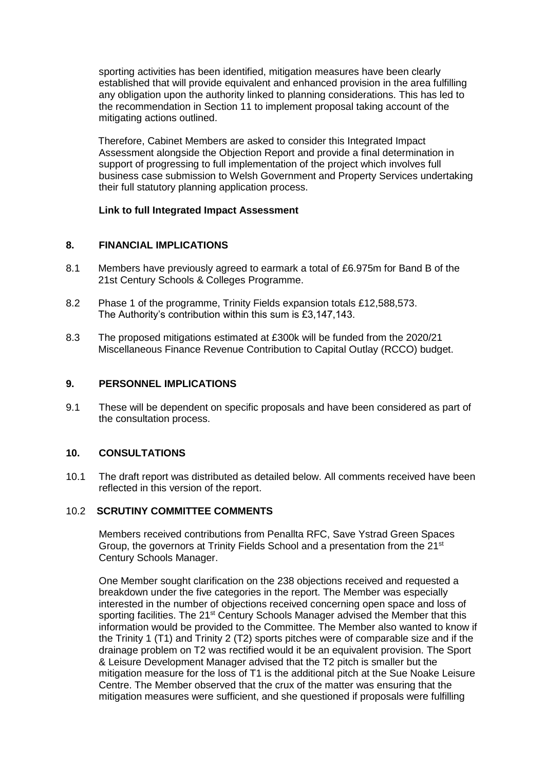sporting activities has been identified, mitigation measures have been clearly established that will provide equivalent and enhanced provision in the area fulfilling any obligation upon the authority linked to planning considerations. This has led to the recommendation in Section 11 to implement proposal taking account of the mitigating actions outlined.

Therefore, Cabinet Members are asked to consider this Integrated Impact Assessment alongside the Objection Report and provide a final determination in support of progressing to full implementation of the project which involves full business case submission to Welsh Government and Property Services undertaking their full statutory planning application process.

**Link to full Integrated Impact Assessment**

## 8. FINANCIAL IMPLICATIONS

8.1 Members have previously agreed to earmark a total of £6.975m for Band B of the 21st Century Schools & Colleges Programme.

8.2 Phase 1 of the programme, Trinity Fields expansion totals £12,588,573. The Authority's contribution within this sum is £3,147,143.

8.3 The proposed mitigations estimated at £300k will be funded from the 2020/21 Miscellaneous Finance Revenue Contribution to Capital Outlay (RCCO) budget.

## 9. PERSONNEL IMPLICATIONS

9.1 These will be dependent on specific proposals and have been considered as part of the consultation process.

## 10. CONSULTATIONS

10.1 The draft report was distributed as detailed below. All comments received have been reflected in this version of the report.

### 10.2 SCRUTINY COMMITTEE COMMENTS

Members received contributions from Penallta RFC, Save Ystrad Green Spaces Group, the governors at Trinity Fields School and a presentation from the 21st Century Schools Manager.

One Member sought clarification on the 238 objections received and requested a breakdown under the five categories in the report. The Member was especially interested in the number of objections received concerning open space and loss of sporting facilities. The 21st Century Schools Manager advised the Member that this information would be provided to the Committee. The Member also wanted to know if the Trinity 1 (T1) and Trinity 2 (T2) sports pitches were of comparable size and if the drainage problem on T2 was rectified would it be an equivalent provision. The Sport & Leisure Development Manager advised that the T2 pitch is smaller but the mitigation measure for the loss of T1 is the additional pitch at the Sue Noake Leisure Centre. The Member observed that the crux of the matter was ensuring that the mitigation measures were sufficient, and she questioned if proposals were fulfilling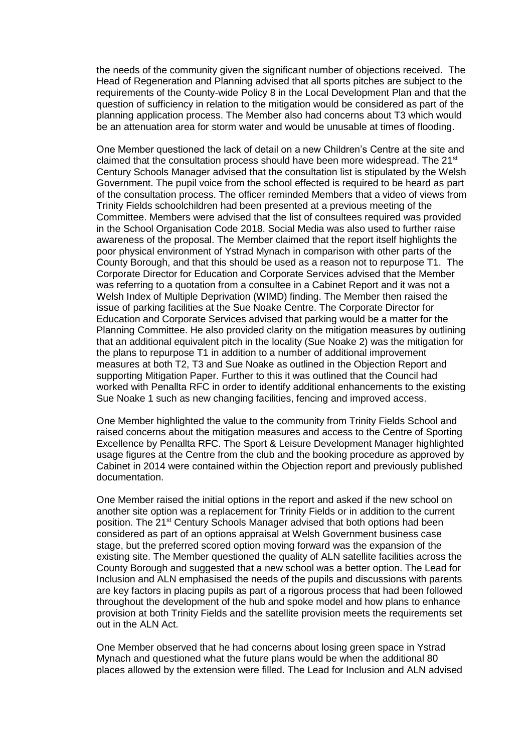the needs of the community given the significant number of objections received. The Head of Regeneration and Planning advised that all sports pitches are subject to the requirements of the County-wide Policy 8 in the Local Development Plan and that the question of sufficiency in relation to the mitigation would be considered as part of the planning application process. The Member also had concerns about T3 which would be an attenuation area for storm water and would be unusable at times of flooding.

One Member questioned the lack of detail on a new Children's Centre at the site and claimed that the consultation process should have been more widespread. The 21st Century Schools Manager advised that the consultation list is stipulated by the Welsh Government. The pupil voice from the school effected is required to be heard as part of the consultation process. The officer reminded Members that a video of views from Trinity Fields schoolchildren had been presented at a previous meeting of the Committee. Members were advised that the list of consultees required was provided in the School Organisation Code 2018. Social Media was also used to further raise awareness of the proposal. The Member claimed that the report itself highlights the poor physical environment of Ystrad Mynach in comparison with other parts of the County Borough, and that this should be used as a reason not to repurpose T1. The Corporate Director for Education and Corporate Services advised that the Member was referring to a quotation from a consultee in a Cabinet Report and it was not a Welsh Index of Multiple Deprivation (WIMD) finding. The Member then raised the issue of parking facilities at the Sue Noake Centre. The Corporate Director for Education and Corporate Services advised that parking would be a matter for the Planning Committee. He also provided clarity on the mitigation measures by outlining that an additional equivalent pitch in the locality (Sue Noake 2) was the mitigation for the plans to repurpose T1 in addition to a number of additional improvement measures at both T2, T3 and Sue Noake as outlined in the Objection Report and supporting Mitigation Paper. Further to this it was outlined that the Council had worked with Penallta RFC in order to identify additional enhancements to the existing Sue Noake 1 such as new changing facilities, fencing and improved access.

One Member highlighted the value to the community from Trinity Fields School and raised concerns about the mitigation measures and access to the Centre of Sporting Excellence by Penallta RFC. The Sport & Leisure Development Manager highlighted usage figures at the Centre from the club and the booking procedure as approved by Cabinet in 2014 were contained within the Objection report and previously published documentation.

One Member raised the initial options in the report and asked if the new school on another site option was a replacement for Trinity Fields or in addition to the current position. The 21st Century Schools Manager advised that both options had been considered as part of an options appraisal at Welsh Government business case stage, but the preferred scored option moving forward was the expansion of the existing site. The Member questioned the quality of ALN satellite facilities across the County Borough and suggested that a new school was a better option. The Lead for Inclusion and ALN emphasised the needs of the pupils and discussions with parents are key factors in placing pupils as part of a rigorous process that had been followed throughout the development of the hub and spoke model and how plans to enhance provision at both Trinity Fields and the satellite provision meets the requirements set out in the ALN Act.

One Member observed that he had concerns about losing green space in Ystrad Mynach and questioned what the future plans would be when the additional 80 places allowed by the extension were filled. The Lead for Inclusion and ALN advised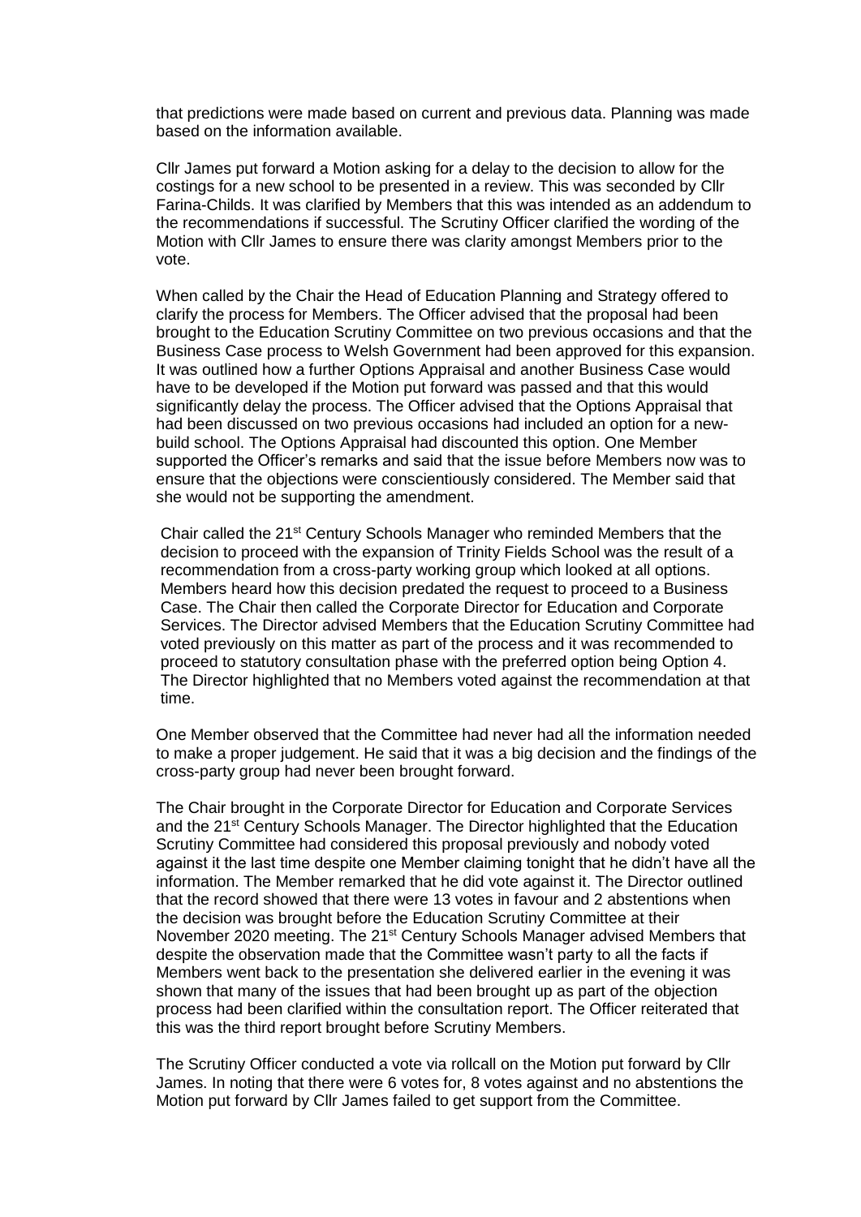that predictions were made based on current and previous data. Planning was made based on the information available.

Cllr James put forward a Motion asking for a delay to the decision to allow for the costings for a new school to be presented in a review. This was seconded by Cllr Farina-Childs. It was clarified by Members that this was intended as an addendum to the recommendations if successful. The Scrutiny Officer clarified the wording of the Motion with Cllr James to ensure there was clarity amongst Members prior to the vote.

When called by the Chair the Head of Education Planning and Strategy offered to clarify the process for Members. The Officer advised that the proposal had been brought to the Education Scrutiny Committee on two previous occasions and that the Business Case process to Welsh Government had been approved for this expansion. It was outlined how a further Options Appraisal and another Business Case would have to be developed if the Motion put forward was passed and that this would significantly delay the process. The Officer advised that the Options Appraisal that had been discussed on two previous occasions had included an option for a new-build school. The Options Appraisal had discounted this option. One Member supported the Officer's remarks and said that the issue before Members now was to ensure that the objections were conscientiously considered. The Member said that she would not be supporting the amendment.

Chair called the 21st Century Schools Manager who reminded Members that the decision to proceed with the expansion of Trinity Fields School was the result of a recommendation from a cross-party working group which looked at all options. Members heard how this decision predated the request to proceed to a Business Case. The Chair then called the Corporate Director for Education and Corporate Services. The Director advised Members that the Education Scrutiny Committee had voted previously on this matter as part of the process and it was recommended to proceed to statutory consultation phase with the preferred option being Option 4. The Director highlighted that no Members voted against the recommendation at that time.

One Member observed that the Committee had never had all the information needed to make a proper judgement. He said that it was a big decision and the findings of the cross-party group had never been brought forward.

The Chair brought in the Corporate Director for Education and Corporate Services and the 21st Century Schools Manager. The Director highlighted that the Education Scrutiny Committee had considered this proposal previously and nobody voted against it the last time despite one Member claiming tonight that he didn't have all the information. The Member remarked that he did vote against it. The Director outlined that the record showed that there were 13 votes in favour and 2 abstentions when the decision was brought before the Education Scrutiny Committee at their November 2020 meeting. The 21st Century Schools Manager advised Members that despite the observation made that the Committee wasn't party to all the facts if Members went back to the presentation she delivered earlier in the evening it was shown that many of the issues that had been brought up as part of the objection process had been clarified within the consultation report. The Officer reiterated that this was the third report brought before Scrutiny Members.

The Scrutiny Officer conducted a vote via rollcall on the Motion put forward by Cllr James. In noting that there were 6 votes for, 8 votes against and no abstentions the Motion put forward by Cllr James failed to get support from the Committee.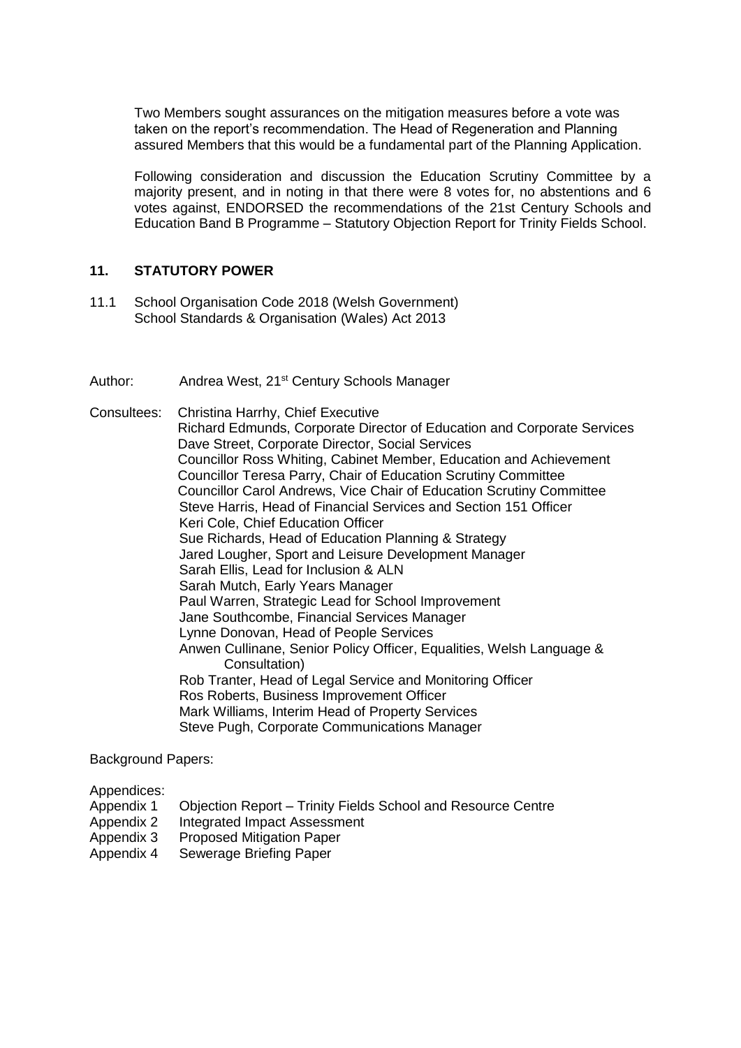Two Members sought assurances on the mitigation measures before a vote was taken on the report's recommendation. The Head of Regeneration and Planning assured Members that this would be a fundamental part of the Planning Application.

Following consideration and discussion the Education Scrutiny Committee by a majority present, and in noting in that there were 8 votes for, no abstentions and 6 votes against, ENDORSED the recommendations of the 21st Century Schools and Education Band B Programme – Statutory Objection Report for Trinity Fields School.

## 11. STATUTORY POWER

11.1 School Organisation Code 2018 (Welsh Government)
School Standards & Organisation (Wales) Act 2013

Author: Andrea West, 21st Century Schools Manager

Consultees: Christina Harrhy, Chief Executive
Richard Edmunds, Corporate Director of Education and Corporate Services
Dave Street, Corporate Director, Social Services
Councillor Ross Whiting, Cabinet Member, Education and Achievement
Councillor Teresa Parry, Chair of Education Scrutiny Committee
Councillor Carol Andrews, Vice Chair of Education Scrutiny Committee
Steve Harris, Head of Financial Services and Section 151 Officer
Keri Cole, Chief Education Officer
Sue Richards, Head of Education Planning & Strategy
Jared Lougher, Sport and Leisure Development Manager
Sarah Ellis, Lead for Inclusion & ALN
Sarah Mutch, Early Years Manager
Paul Warren, Strategic Lead for School Improvement
Jane Southcombe, Financial Services Manager
Lynne Donovan, Head of People Services
Anwen Cullinane, Senior Policy Officer, Equalities, Welsh Language & Consultation)
Rob Tranter, Head of Legal Service and Monitoring Officer
Ros Roberts, Business Improvement Officer
Mark Williams, Interim Head of Property Services
Steve Pugh, Corporate Communications Manager

Background Papers:

Appendices:
Appendix 1 Objection Report – Trinity Fields School and Resource Centre
Appendix 2 Integrated Impact Assessment
Appendix 3 Proposed Mitigation Paper
Appendix 4 Sewerage Briefing Paper